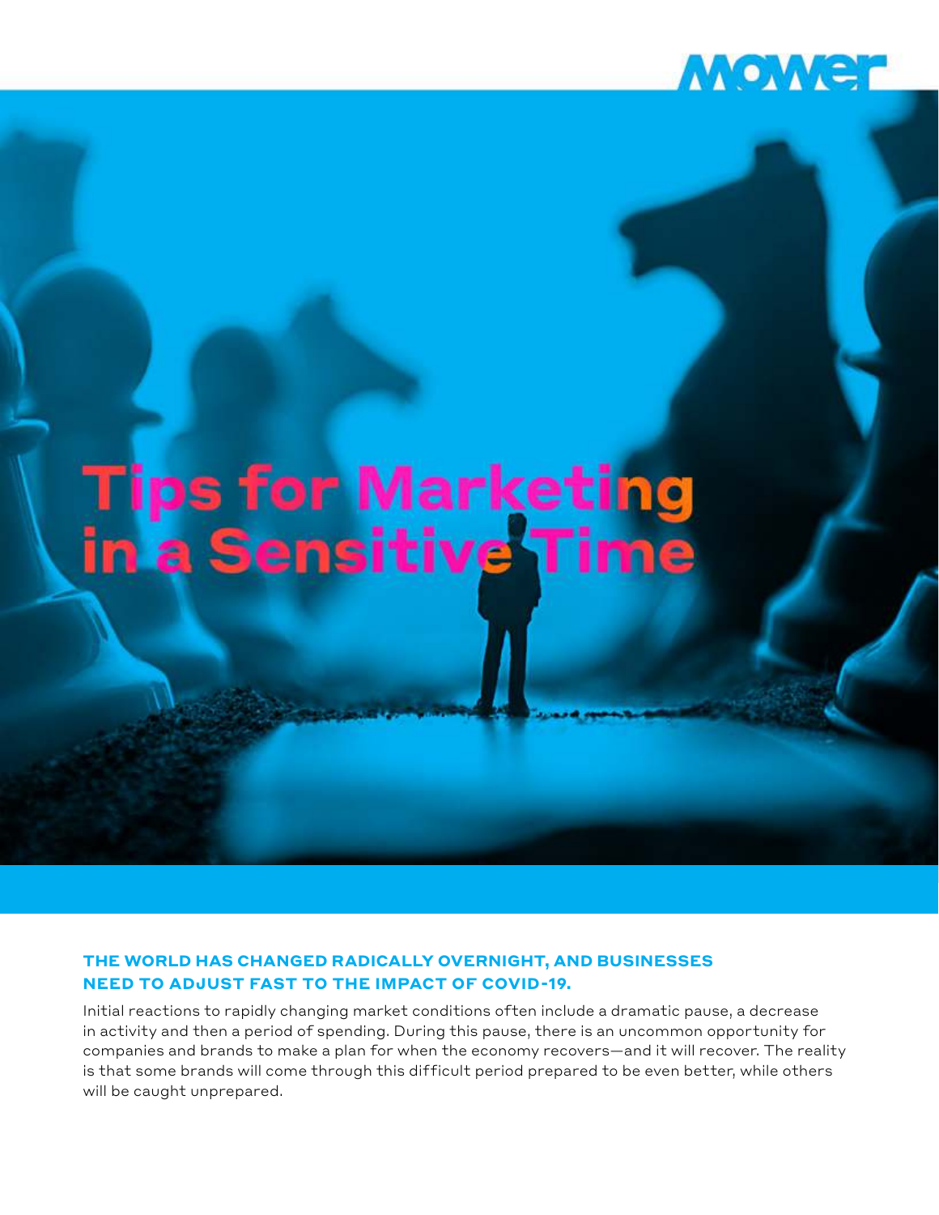# Tips for Marketing in a Sensitive Time

**THE WORLD HAS CHANGED RADICALLY OVERNIGHT, AND BUSINESSES NEED TO ADJUST FAST TO THE IMPACT OF COVID-19.**

Initial reactions to rapidly changing market conditions often include a dramatic pause, a decrease in activity and then a period of spending. During this pause, there is an uncommon opportunity for companies and brands to make a plan for when the economy recovers—and it will recover. The reality is that some brands will come through this difficult period prepared to be even better, while others will be caught unprepared.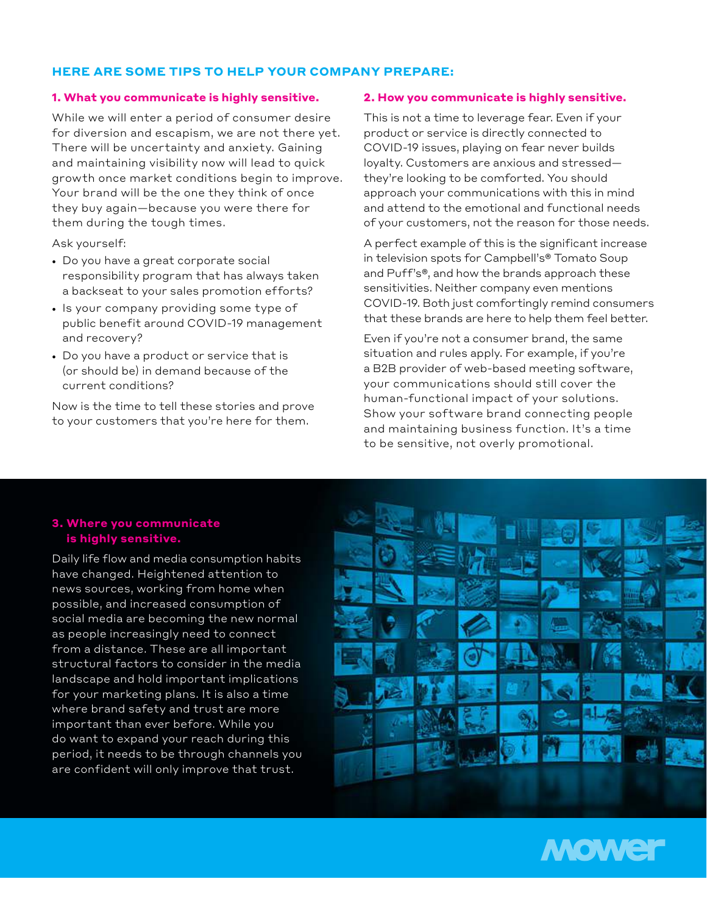## HERE ARE SOME TIPS TO HELP YOUR COMPANY PREPARE:

### 1. What you communicate is highly sensitive.

While we will enter a period of consumer desire for diversion and escapism, we are not there yet. There will be uncertainty and anxiety. Gaining and maintaining visibility now will lead to quick growth once market conditions begin to improve. Your brand will be the one they think of once they buy again—because you were there for them during the tough times.

Ask yourself:

- Do you have a great corporate social responsibility program that has always taken a backseat to your sales promotion efforts?
- Is your company providing some type of public benefit around COVID-19 management and recovery?
- Do you have a product or service that is (or should be) in demand because of the current conditions?

Now is the time to tell these stories and prove to your customers that you're here for them.

### 2. How you communicate is highly sensitive.

This is not a time to leverage fear. Even if your product or service is directly connected to COVID-19 issues, playing on fear never builds loyalty. Customers are anxious and stressed—they're looking to be comforted. You should approach your communications with this in mind and attend to the emotional and functional needs of your customers, not the reason for those needs.

A perfect example of this is the significant increase in television spots for Campbell's® Tomato Soup and Puff's®, and how the brands approach these sensitivities. Neither company even mentions COVID-19. Both just comfortingly remind consumers that these brands are here to help them feel better.

Even if you're not a consumer brand, the same situation and rules apply. For example, if you're a B2B provider of web-based meeting software, your communications should still cover the human-functional impact of your solutions. Show your software brand connecting people and maintaining business function. It's a time to be sensitive, not overly promotional.

### 3. Where you communicate is highly sensitive.

Daily life flow and media consumption habits have changed. Heightened attention to news sources, working from home when possible, and increased consumption of social media are becoming the new normal as people increasingly need to connect from a distance. These are all important structural factors to consider in the media landscape and hold important implications for your marketing plans. It is also a time where brand safety and trust are more important than ever before. While you do want to expand your reach during this period, it needs to be through channels you are confident will only improve that trust.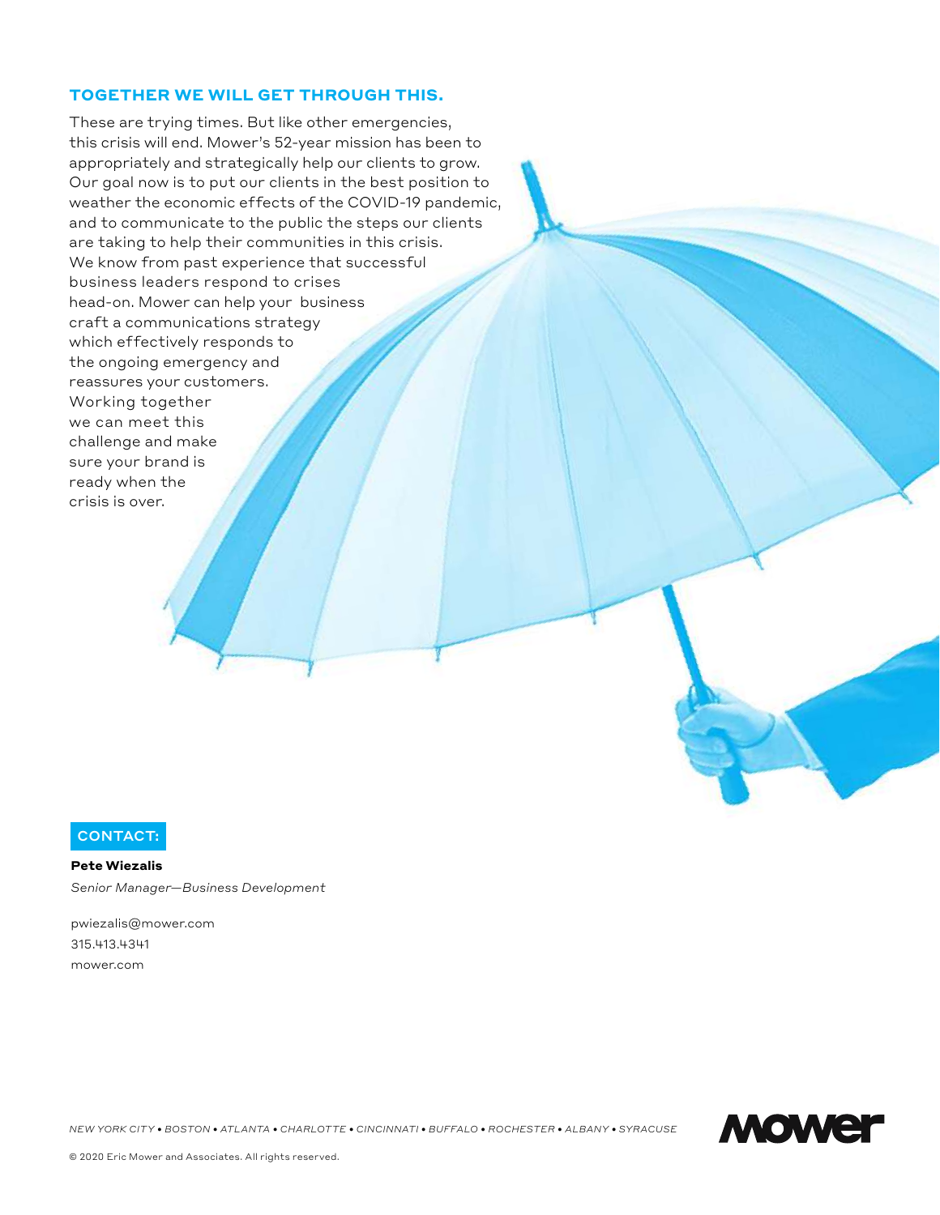## TOGETHER WE WILL GET THROUGH THIS.

These are trying times. But like other emergencies, this crisis will end. Mower's 52-year mission has been to appropriately and strategically help our clients to grow. Our goal now is to put our clients in the best position to weather the economic effects of the COVID-19 pandemic, and to communicate to the public the steps our clients are taking to help their communities in this crisis. We know from past experience that successful business leaders respond to crises head-on. Mower can help your business craft a communications strategy which effectively responds to the ongoing emergency and reassures your customers. Working together we can meet this challenge and make sure your brand is ready when the crisis is over.

**CONTACT:**

**Pete Wiezalis**

*Senior Manager—Business Development*

pwiezalis@mower.com
315.413.4341
mower.com

*NEW YORK CITY • BOSTON • ATLANTA • CHARLOTTE • CINCINNATI • BUFFALO • ROCHESTER • ALBANY • SYRACUSE*

mower

© 2020 Eric Mower and Associates. All rights reserved.